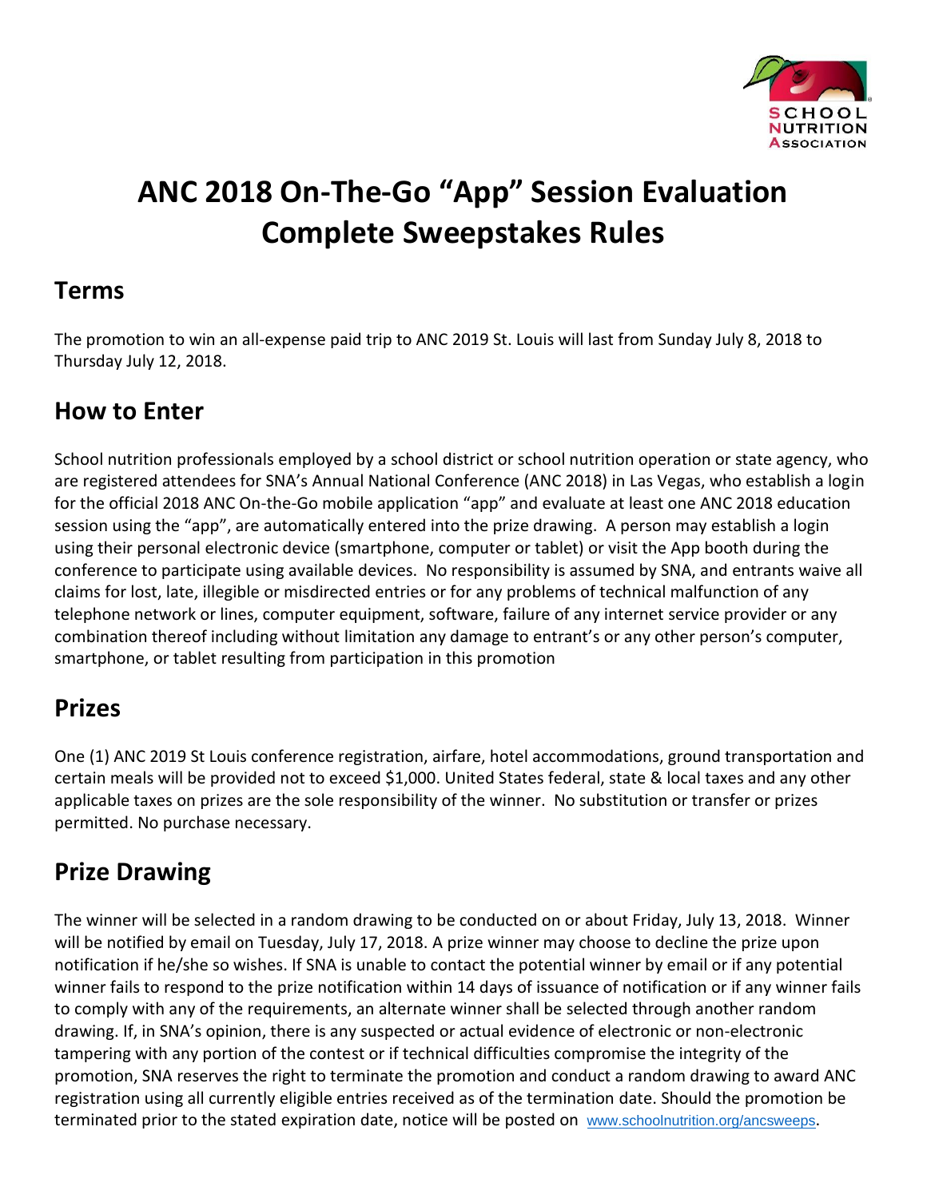# ANC 2018 On-The-Go "App" Session Evaluation Complete Sweepstakes Rules

## Terms

The promotion to win an all-expense paid trip to ANC 2019 St. Louis will last from Sunday July 8, 2018 to Thursday July 12, 2018.

## How to Enter

School nutrition professionals employed by a school district or school nutrition operation or state agency, who are registered attendees for SNA's Annual National Conference (ANC 2018) in Las Vegas, who establish a login for the official 2018 ANC On-the-Go mobile application "app" and evaluate at least one ANC 2018 education session using the "app", are automatically entered into the prize drawing. A person may establish a login using their personal electronic device (smartphone, computer or tablet) or visit the App booth during the conference to participate using available devices. No responsibility is assumed by SNA, and entrants waive all claims for lost, late, illegible or misdirected entries or for any problems of technical malfunction of any telephone network or lines, computer equipment, software, failure of any internet service provider or any combination thereof including without limitation any damage to entrant's or any other person's computer, smartphone, or tablet resulting from participation in this promotion

## Prizes

One (1) ANC 2019 St Louis conference registration, airfare, hotel accommodations, ground transportation and certain meals will be provided not to exceed $1,000. United States federal, state & local taxes and any other applicable taxes on prizes are the sole responsibility of the winner. No substitution or transfer or prizes permitted. No purchase necessary.

## Prize Drawing

The winner will be selected in a random drawing to be conducted on or about Friday, July 13, 2018. Winner will be notified by email on Tuesday, July 17, 2018. A prize winner may choose to decline the prize upon notification if he/she so wishes. If SNA is unable to contact the potential winner by email or if any potential winner fails to respond to the prize notification within 14 days of issuance of notification or if any winner fails to comply with any of the requirements, an alternate winner shall be selected through another random drawing. If, in SNA's opinion, there is any suspected or actual evidence of electronic or non-electronic tampering with any portion of the contest or if technical difficulties compromise the integrity of the promotion, SNA reserves the right to terminate the promotion and conduct a random drawing to award ANC registration using all currently eligible entries received as of the termination date. Should the promotion be terminated prior to the stated expiration date, notice will be posted on www.schoolnutrition.org/ancsweeps.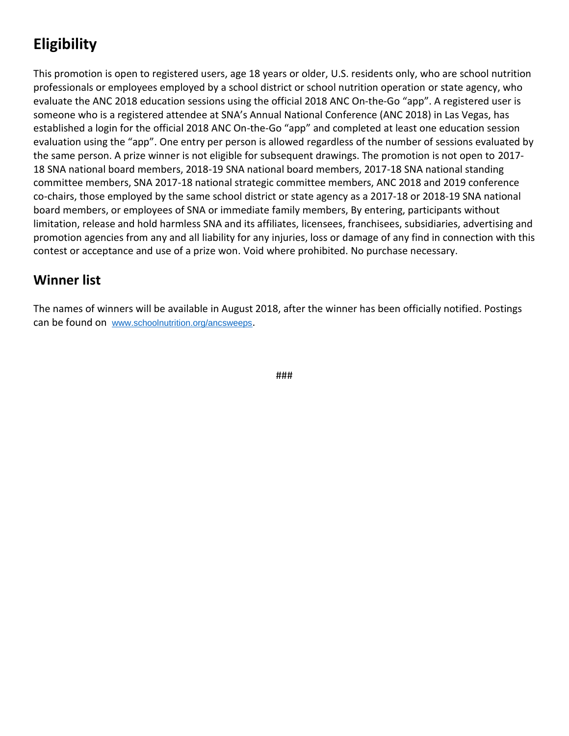## Eligibility

This promotion is open to registered users, age 18 years or older, U.S. residents only, who are school nutrition professionals or employees employed by a school district or school nutrition operation or state agency, who evaluate the ANC 2018 education sessions using the official 2018 ANC On-the-Go "app". A registered user is someone who is a registered attendee at SNA's Annual National Conference (ANC 2018) in Las Vegas, has established a login for the official 2018 ANC On-the-Go "app" and completed at least one education session evaluation using the "app". One entry per person is allowed regardless of the number of sessions evaluated by the same person. A prize winner is not eligible for subsequent drawings. The promotion is not open to 2017-18 SNA national board members, 2018-19 SNA national board members, 2017-18 SNA national standing committee members, SNA 2017-18 national strategic committee members, ANC 2018 and 2019 conference co-chairs, those employed by the same school district or state agency as a 2017-18 or 2018-19 SNA national board members, or employees of SNA or immediate family members, By entering, participants without limitation, release and hold harmless SNA and its affiliates, licensees, franchisees, subsidiaries, advertising and promotion agencies from any and all liability for any injuries, loss or damage of any find in connection with this contest or acceptance and use of a prize won. Void where prohibited. No purchase necessary.

## Winner list

The names of winners will be available in August 2018, after the winner has been officially notified. Postings can be found on www.schoolnutrition.org/ancsweeps.

###